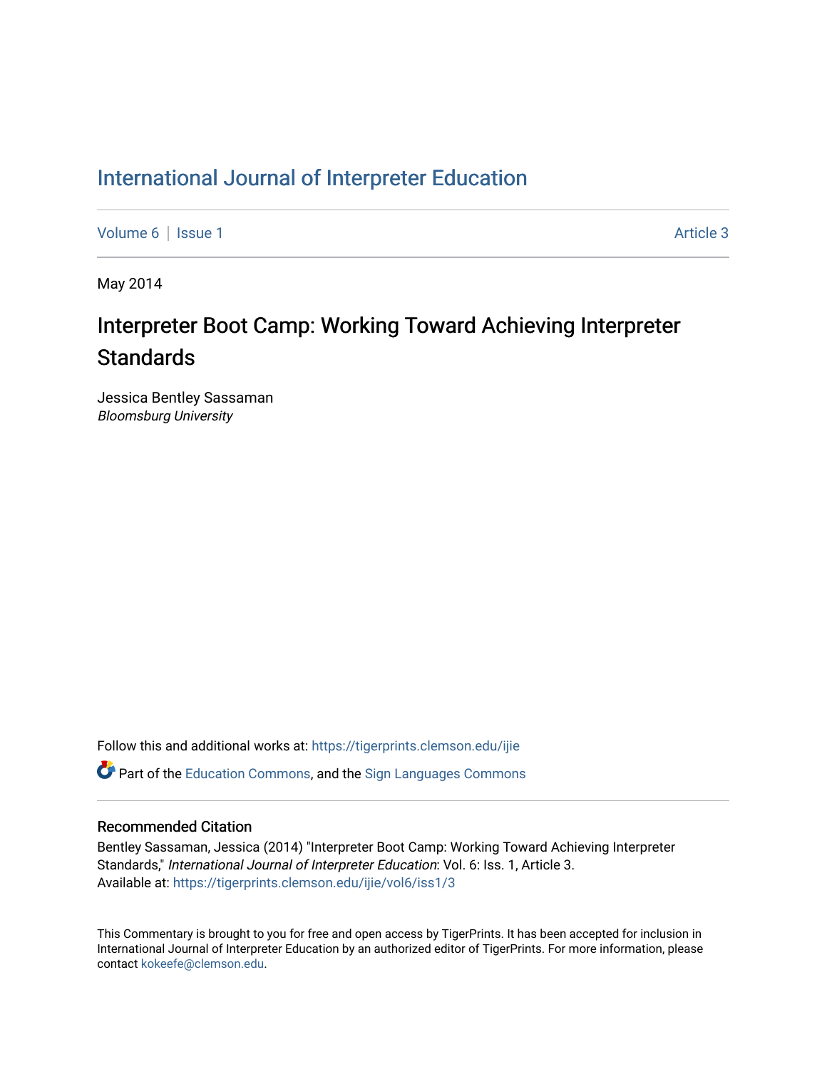# International Journal of Interpreter Education

Volume 6 | Issue 1 Article 3

May 2014

## Interpreter Boot Camp: Working Toward Achieving Interpreter Standards

Jessica Bentley Sassaman
*Bloomsburg University*

Follow this and additional works at: https://tigerprints.clemson.edu/ijie

Part of the Education Commons, and the Sign Languages Commons

### Recommended Citation

Bentley Sassaman, Jessica (2014) "Interpreter Boot Camp: Working Toward Achieving Interpreter Standards," *International Journal of Interpreter Education*: Vol. 6: Iss. 1, Article 3.
Available at: https://tigerprints.clemson.edu/ijie/vol6/iss1/3

This Commentary is brought to you for free and open access by TigerPrints. It has been accepted for inclusion in International Journal of Interpreter Education by an authorized editor of TigerPrints. For more information, please contact kokeefe@clemson.edu.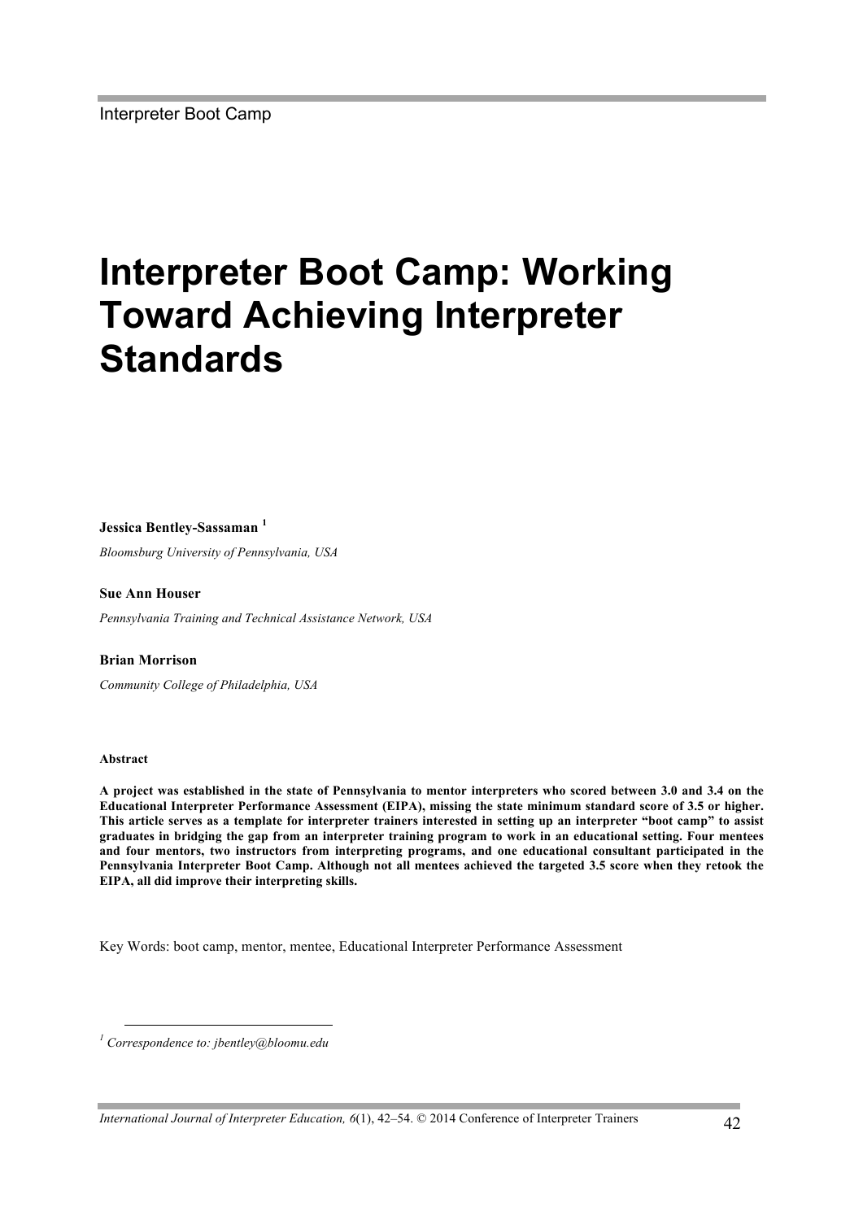# Interpreter Boot Camp: Working Toward Achieving Interpreter Standards

**Jessica Bentley-Sassaman** [1]

*Bloomsburg University of Pennsylvania, USA*

**Sue Ann Houser**

*Pennsylvania Training and Technical Assistance Network, USA*

**Brian Morrison**

*Community College of Philadelphia, USA*

**Abstract**

**A project was established in the state of Pennsylvania to mentor interpreters who scored between 3.0 and 3.4 on the Educational Interpreter Performance Assessment (EIPA), missing the state minimum standard score of 3.5 or higher. This article serves as a template for interpreter trainers interested in setting up an interpreter "boot camp" to assist graduates in bridging the gap from an interpreter training program to work in an educational setting. Four mentees and four mentors, two instructors from interpreting programs, and one educational consultant participated in the Pennsylvania Interpreter Boot Camp. Although not all mentees achieved the targeted 3.5 score when they retook the EIPA, all did improve their interpreting skills.**

Key Words: boot camp, mentor, mentee, Educational Interpreter Performance Assessment

[1] *Correspondence to: jbentley@bloomu.edu*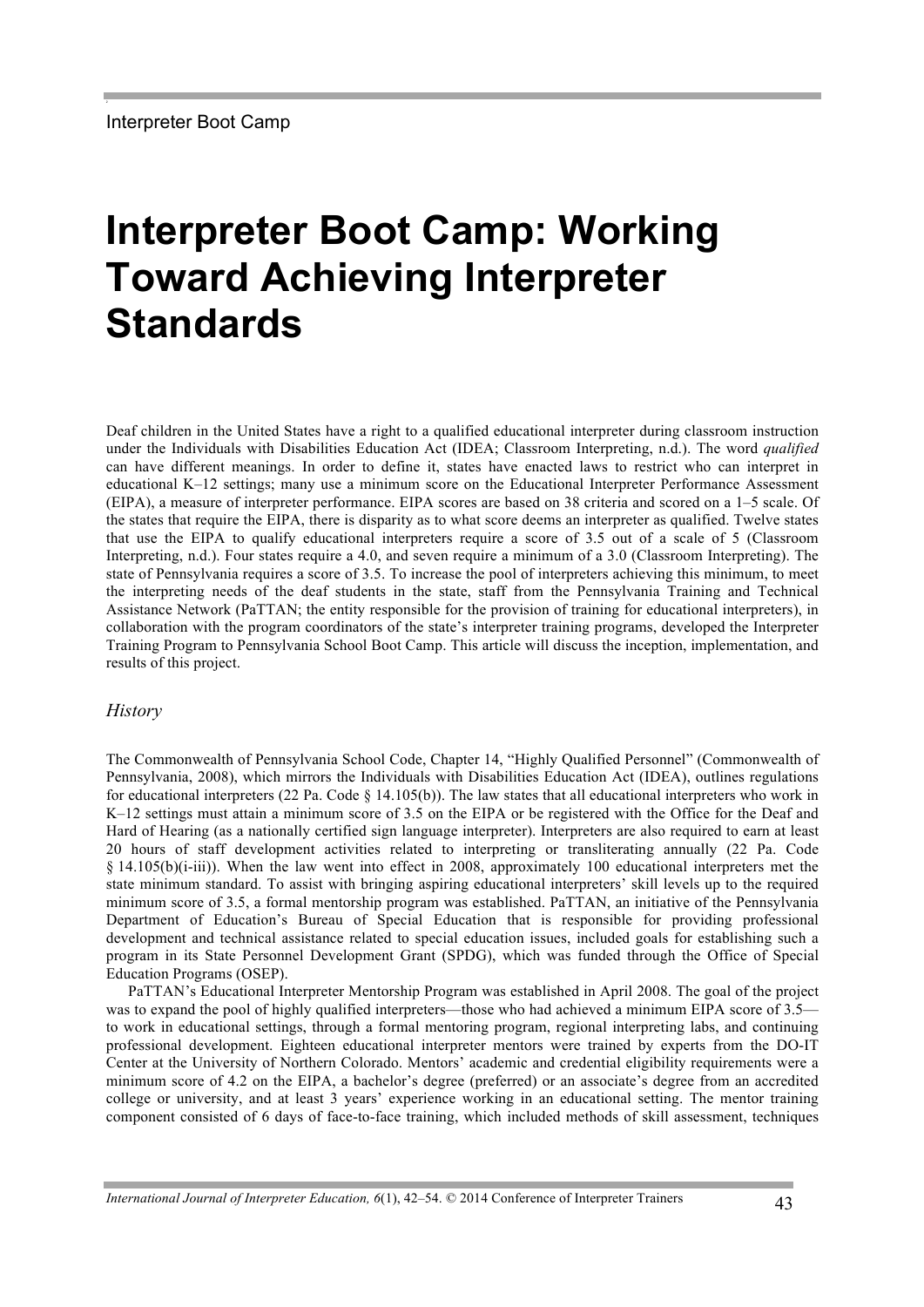# Interpreter Boot Camp: Working Toward Achieving Interpreter Standards

Deaf children in the United States have a right to a qualified educational interpreter during classroom instruction under the Individuals with Disabilities Education Act (IDEA; Classroom Interpreting, n.d.). The word *qualified* can have different meanings. In order to define it, states have enacted laws to restrict who can interpret in educational K–12 settings; many use a minimum score on the Educational Interpreter Performance Assessment (EIPA), a measure of interpreter performance. EIPA scores are based on 38 criteria and scored on a 1–5 scale. Of the states that require the EIPA, there is disparity as to what score deems an interpreter as qualified. Twelve states that use the EIPA to qualify educational interpreters require a score of 3.5 out of a scale of 5 (Classroom Interpreting, n.d.). Four states require a 4.0, and seven require a minimum of a 3.0 (Classroom Interpreting). The state of Pennsylvania requires a score of 3.5. To increase the pool of interpreters achieving this minimum, to meet the interpreting needs of the deaf students in the state, staff from the Pennsylvania Training and Technical Assistance Network (PaTTAN; the entity responsible for the provision of training for educational interpreters), in collaboration with the program coordinators of the state's interpreter training programs, developed the Interpreter Training Program to Pennsylvania School Boot Camp. This article will discuss the inception, implementation, and results of this project.

## *History*

The Commonwealth of Pennsylvania School Code, Chapter 14, "Highly Qualified Personnel" (Commonwealth of Pennsylvania, 2008), which mirrors the Individuals with Disabilities Education Act (IDEA), outlines regulations for educational interpreters (22 Pa. Code § 14.105(b)). The law states that all educational interpreters who work in K–12 settings must attain a minimum score of 3.5 on the EIPA or be registered with the Office for the Deaf and Hard of Hearing (as a nationally certified sign language interpreter). Interpreters are also required to earn at least 20 hours of staff development activities related to interpreting or transliterating annually (22 Pa. Code § 14.105(b)(i-iii)). When the law went into effect in 2008, approximately 100 educational interpreters met the state minimum standard. To assist with bringing aspiring educational interpreters' skill levels up to the required minimum score of 3.5, a formal mentorship program was established. PaTTAN, an initiative of the Pennsylvania Department of Education's Bureau of Special Education that is responsible for providing professional development and technical assistance related to special education issues, included goals for establishing such a program in its State Personnel Development Grant (SPDG), which was funded through the Office of Special Education Programs (OSEP).

PaTTAN's Educational Interpreter Mentorship Program was established in April 2008. The goal of the project was to expand the pool of highly qualified interpreters—those who had achieved a minimum EIPA score of 3.5—to work in educational settings, through a formal mentoring program, regional interpreting labs, and continuing professional development. Eighteen educational interpreter mentors were trained by experts from the DO-IT Center at the University of Northern Colorado. Mentors' academic and credential eligibility requirements were a minimum score of 4.2 on the EIPA, a bachelor's degree (preferred) or an associate's degree from an accredited college or university, and at least 3 years' experience working in an educational setting. The mentor training component consisted of 6 days of face-to-face training, which included methods of skill assessment, techniques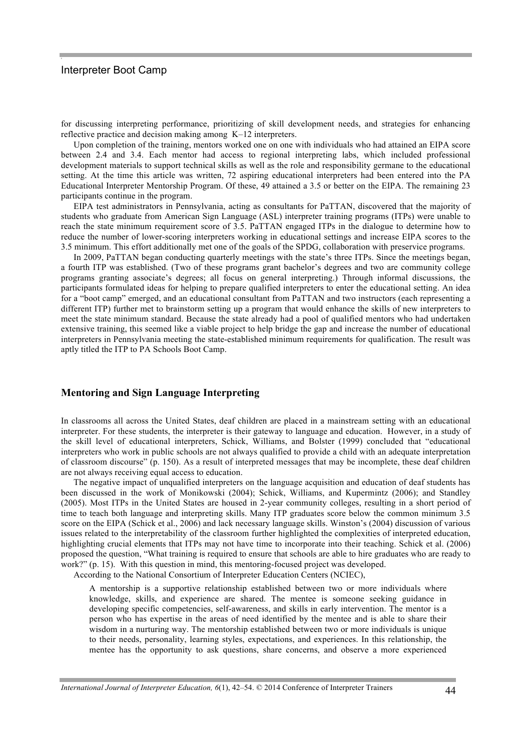for discussing interpreting performance, prioritizing of skill development needs, and strategies for enhancing reflective practice and decision making among K–12 interpreters.

Upon completion of the training, mentors worked one on one with individuals who had attained an EIPA score between 2.4 and 3.4. Each mentor had access to regional interpreting labs, which included professional development materials to support technical skills as well as the role and responsibility germane to the educational setting. At the time this article was written, 72 aspiring educational interpreters had been entered into the PA Educational Interpreter Mentorship Program. Of these, 49 attained a 3.5 or better on the EIPA. The remaining 23 participants continue in the program.

EIPA test administrators in Pennsylvania, acting as consultants for PaTTAN, discovered that the majority of students who graduate from American Sign Language (ASL) interpreter training programs (ITPs) were unable to reach the state minimum requirement score of 3.5. PaTTAN engaged ITPs in the dialogue to determine how to reduce the number of lower-scoring interpreters working in educational settings and increase EIPA scores to the 3.5 minimum. This effort additionally met one of the goals of the SPDG, collaboration with preservice programs.

In 2009, PaTTAN began conducting quarterly meetings with the state's three ITPs. Since the meetings began, a fourth ITP was established. (Two of these programs grant bachelor's degrees and two are community college programs granting associate's degrees; all focus on general interpreting.) Through informal discussions, the participants formulated ideas for helping to prepare qualified interpreters to enter the educational setting. An idea for a "boot camp" emerged, and an educational consultant from PaTTAN and two instructors (each representing a different ITP) further met to brainstorm setting up a program that would enhance the skills of new interpreters to meet the state minimum standard. Because the state already had a pool of qualified mentors who had undertaken extensive training, this seemed like a viable project to help bridge the gap and increase the number of educational interpreters in Pennsylvania meeting the state-established minimum requirements for qualification. The result was aptly titled the ITP to PA Schools Boot Camp.

## Mentoring and Sign Language Interpreting

In classrooms all across the United States, deaf children are placed in a mainstream setting with an educational interpreter. For these students, the interpreter is their gateway to language and education. However, in a study of the skill level of educational interpreters, Schick, Williams, and Bolster (1999) concluded that "educational interpreters who work in public schools are not always qualified to provide a child with an adequate interpretation of classroom discourse" (p. 150). As a result of interpreted messages that may be incomplete, these deaf children are not always receiving equal access to education.

The negative impact of unqualified interpreters on the language acquisition and education of deaf students has been discussed in the work of Monikowski (2004); Schick, Williams, and Kupermintz (2006); and Standley (2005). Most ITPs in the United States are housed in 2-year community colleges, resulting in a short period of time to teach both language and interpreting skills. Many ITP graduates score below the common minimum 3.5 score on the EIPA (Schick et al., 2006) and lack necessary language skills. Winston's (2004) discussion of various issues related to the interpretability of the classroom further highlighted the complexities of interpreted education, highlighting crucial elements that ITPs may not have time to incorporate into their teaching. Schick et al. (2006) proposed the question, "What training is required to ensure that schools are able to hire graduates who are ready to work?" (p. 15). With this question in mind, this mentoring-focused project was developed.

According to the National Consortium of Interpreter Education Centers (NCIEC),

> A mentorship is a supportive relationship established between two or more individuals where knowledge, skills, and experience are shared. The mentee is someone seeking guidance in developing specific competencies, self-awareness, and skills in early intervention. The mentor is a person who has expertise in the areas of need identified by the mentee and is able to share their wisdom in a nurturing way. The mentorship established between two or more individuals is unique to their needs, personality, learning styles, expectations, and experiences. In this relationship, the mentee has the opportunity to ask questions, share concerns, and observe a more experienced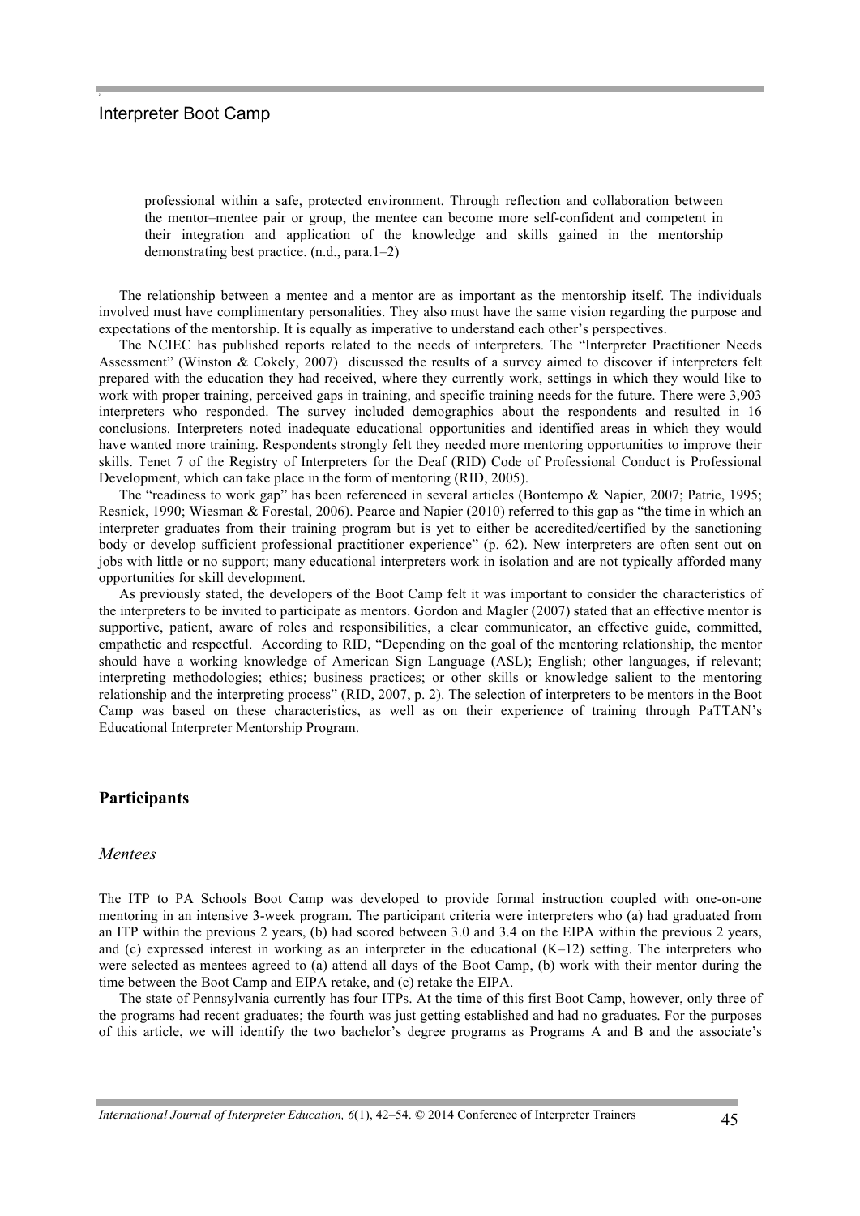professional within a safe, protected environment. Through reflection and collaboration between the mentor–mentee pair or group, the mentee can become more self-confident and competent in their integration and application of the knowledge and skills gained in the mentorship demonstrating best practice. (n.d., para.1–2)

The relationship between a mentee and a mentor are as important as the mentorship itself. The individuals involved must have complimentary personalities. They also must have the same vision regarding the purpose and expectations of the mentorship. It is equally as imperative to understand each other's perspectives.

The NCIEC has published reports related to the needs of interpreters. The "Interpreter Practitioner Needs Assessment" (Winston & Cokely, 2007) discussed the results of a survey aimed to discover if interpreters felt prepared with the education they had received, where they currently work, settings in which they would like to work with proper training, perceived gaps in training, and specific training needs for the future. There were 3,903 interpreters who responded. The survey included demographics about the respondents and resulted in 16 conclusions. Interpreters noted inadequate educational opportunities and identified areas in which they would have wanted more training. Respondents strongly felt they needed more mentoring opportunities to improve their skills. Tenet 7 of the Registry of Interpreters for the Deaf (RID) Code of Professional Conduct is Professional Development, which can take place in the form of mentoring (RID, 2005).

The "readiness to work gap" has been referenced in several articles (Bontempo & Napier, 2007; Patrie, 1995; Resnick, 1990; Wiesman & Forestal, 2006). Pearce and Napier (2010) referred to this gap as "the time in which an interpreter graduates from their training program but is yet to either be accredited/certified by the sanctioning body or develop sufficient professional practitioner experience" (p. 62). New interpreters are often sent out on jobs with little or no support; many educational interpreters work in isolation and are not typically afforded many opportunities for skill development.

As previously stated, the developers of the Boot Camp felt it was important to consider the characteristics of the interpreters to be invited to participate as mentors. Gordon and Magler (2007) stated that an effective mentor is supportive, patient, aware of roles and responsibilities, a clear communicator, an effective guide, committed, empathetic and respectful. According to RID, "Depending on the goal of the mentoring relationship, the mentor should have a working knowledge of American Sign Language (ASL); English; other languages, if relevant; interpreting methodologies; ethics; business practices; or other skills or knowledge salient to the mentoring relationship and the interpreting process" (RID, 2007, p. 2). The selection of interpreters to be mentors in the Boot Camp was based on these characteristics, as well as on their experience of training through PaTTAN's Educational Interpreter Mentorship Program.

## Participants

### *Mentees*

The ITP to PA Schools Boot Camp was developed to provide formal instruction coupled with one-on-one mentoring in an intensive 3-week program. The participant criteria were interpreters who (a) had graduated from an ITP within the previous 2 years, (b) had scored between 3.0 and 3.4 on the EIPA within the previous 2 years, and (c) expressed interest in working as an interpreter in the educational (K–12) setting. The interpreters who were selected as mentees agreed to (a) attend all days of the Boot Camp, (b) work with their mentor during the time between the Boot Camp and EIPA retake, and (c) retake the EIPA.

The state of Pennsylvania currently has four ITPs. At the time of this first Boot Camp, however, only three of the programs had recent graduates; the fourth was just getting established and had no graduates. For the purposes of this article, we will identify the two bachelor's degree programs as Programs A and B and the associate's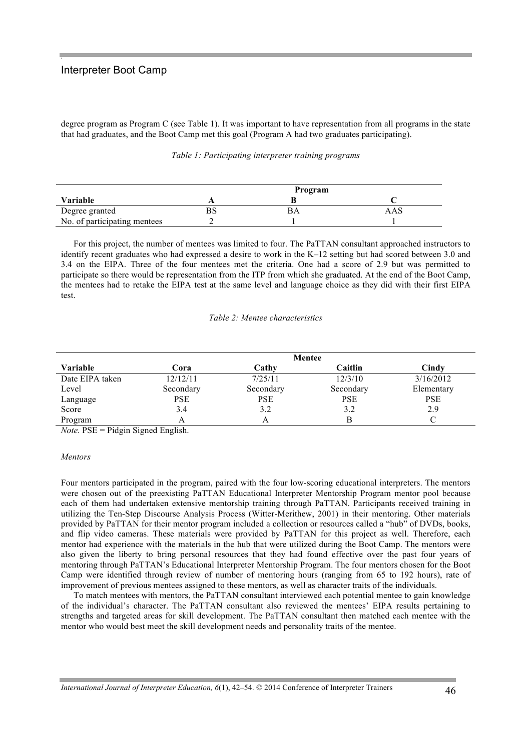degree program as Program C (see Table 1). It was important to have representation from all programs in the state that had graduates, and the Boot Camp met this goal (Program A had two graduates participating).

*Table 1: Participating interpreter training programs*

| | Program | | |
|---|---|---|---|
| **Variable** | **A** | **B** | **C** |
| Degree granted | BS | BA | AAS |
| No. of participating mentees | 2 | 1 | 1 |

For this project, the number of mentees was limited to four. The PaTTAN consultant approached instructors to identify recent graduates who had expressed a desire to work in the K–12 setting but had scored between 3.0 and 3.4 on the EIPA. Three of the four mentees met the criteria. One had a score of 2.9 but was permitted to participate so there would be representation from the ITP from which she graduated. At the end of the Boot Camp, the mentees had to retake the EIPA test at the same level and language choice as they did with their first EIPA test.

*Table 2: Mentee characteristics*

| | Mentee | | | |
|---|---|---|---|---|
| **Variable** | **Cora** | **Cathy** | **Caitlin** | **Cindy** |
| Date EIPA taken | 12/12/11 | 7/25/11 | 12/3/10 | 3/16/2012 |
| Level | Secondary | Secondary | Secondary | Elementary |
| Language | PSE | PSE | PSE | PSE |
| Score | 3.4 | 3.2 | 3.2 | 2.9 |
| Program | A | A | B | C |

*Note.* PSE = Pidgin Signed English.

*Mentors*

Four mentors participated in the program, paired with the four low-scoring educational interpreters. The mentors were chosen out of the preexisting PaTTAN Educational Interpreter Mentorship Program mentor pool because each of them had undertaken extensive mentorship training through PaTTAN. Participants received training in utilizing the Ten-Step Discourse Analysis Process (Witter-Merithew, 2001) in their mentoring. Other materials provided by PaTTAN for their mentor program included a collection or resources called a "hub" of DVDs, books, and flip video cameras. These materials were provided by PaTTAN for this project as well. Therefore, each mentor had experience with the materials in the hub that were utilized during the Boot Camp. The mentors were also given the liberty to bring personal resources that they had found effective over the past four years of mentoring through PaTTAN's Educational Interpreter Mentorship Program. The four mentors chosen for the Boot Camp were identified through review of number of mentoring hours (ranging from 65 to 192 hours), rate of improvement of previous mentees assigned to these mentors, as well as character traits of the individuals.

To match mentees with mentors, the PaTTAN consultant interviewed each potential mentee to gain knowledge of the individual's character. The PaTTAN consultant also reviewed the mentees' EIPA results pertaining to strengths and targeted areas for skill development. The PaTTAN consultant then matched each mentee with the mentor who would best meet the skill development needs and personality traits of the mentee.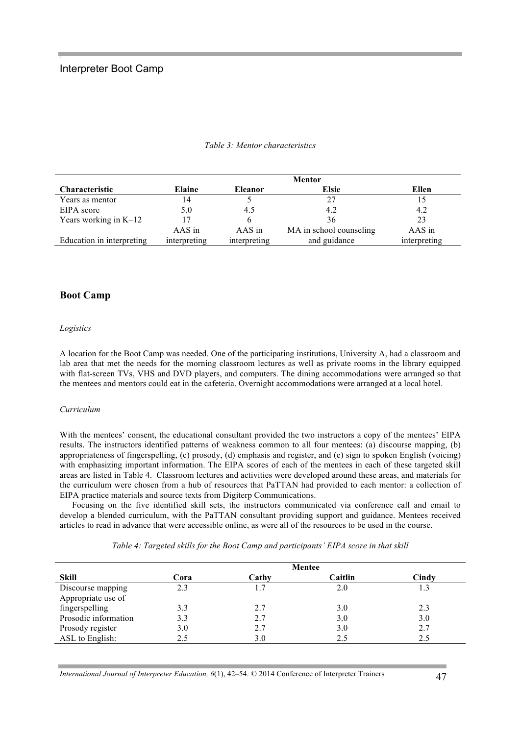*Table 3: Mentor characteristics*

| Characteristic | Mentor | | | |
|---|---|---|---|---|
| | **Elaine** | **Eleanor** | **Elsie** | **Ellen** |
| Years as mentor | 14 | 5 | 27 | 15 |
| EIPA score | 5.0 | 4.5 | 4.2 | 4.2 |
| Years working in K–12 | 17 | 6 | 36 | 23 |
| Education in interpreting | AAS in interpreting | AAS in interpreting | MA in school counseling and guidance | AAS in interpreting |

## Boot Camp

### *Logistics*

A location for the Boot Camp was needed. One of the participating institutions, University A, had a classroom and lab area that met the needs for the morning classroom lectures as well as private rooms in the library equipped with flat-screen TVs, VHS and DVD players, and computers. The dining accommodations were arranged so that the mentees and mentors could eat in the cafeteria. Overnight accommodations were arranged at a local hotel.

### *Curriculum*

With the mentees' consent, the educational consultant provided the two instructors a copy of the mentees' EIPA results. The instructors identified patterns of weakness common to all four mentees: (a) discourse mapping, (b) appropriateness of fingerspelling, (c) prosody, (d) emphasis and register, and (e) sign to spoken English (voicing) with emphasizing important information. The EIPA scores of each of the mentees in each of these targeted skill areas are listed in Table 4. Classroom lectures and activities were developed around these areas, and materials for the curriculum were chosen from a hub of resources that PaTTAN had provided to each mentor: a collection of EIPA practice materials and source texts from Digiterp Communications.

Focusing on the five identified skill sets, the instructors communicated via conference call and email to develop a blended curriculum, with the PaTTAN consultant providing support and guidance. Mentees received articles to read in advance that were accessible online, as were all of the resources to be used in the course.

*Table 4: Targeted skills for the Boot Camp and participants' EIPA score in that skill*

| Skill | Mentee | | | |
|---|---|---|---|---|
| | **Cora** | **Cathy** | **Caitlin** | **Cindy** |
| Discourse mapping | 2.3 | 1.7 | 2.0 | 1.3 |
| Appropriate use of fingerspelling | 3.3 | 2.7 | 3.0 | 2.3 |
| Prosodic information | 3.3 | 2.7 | 3.0 | 3.0 |
| Prosody register | 3.0 | 2.7 | 3.0 | 2.7 |
| ASL to English: | 2.5 | 3.0 | 2.5 | 2.5 |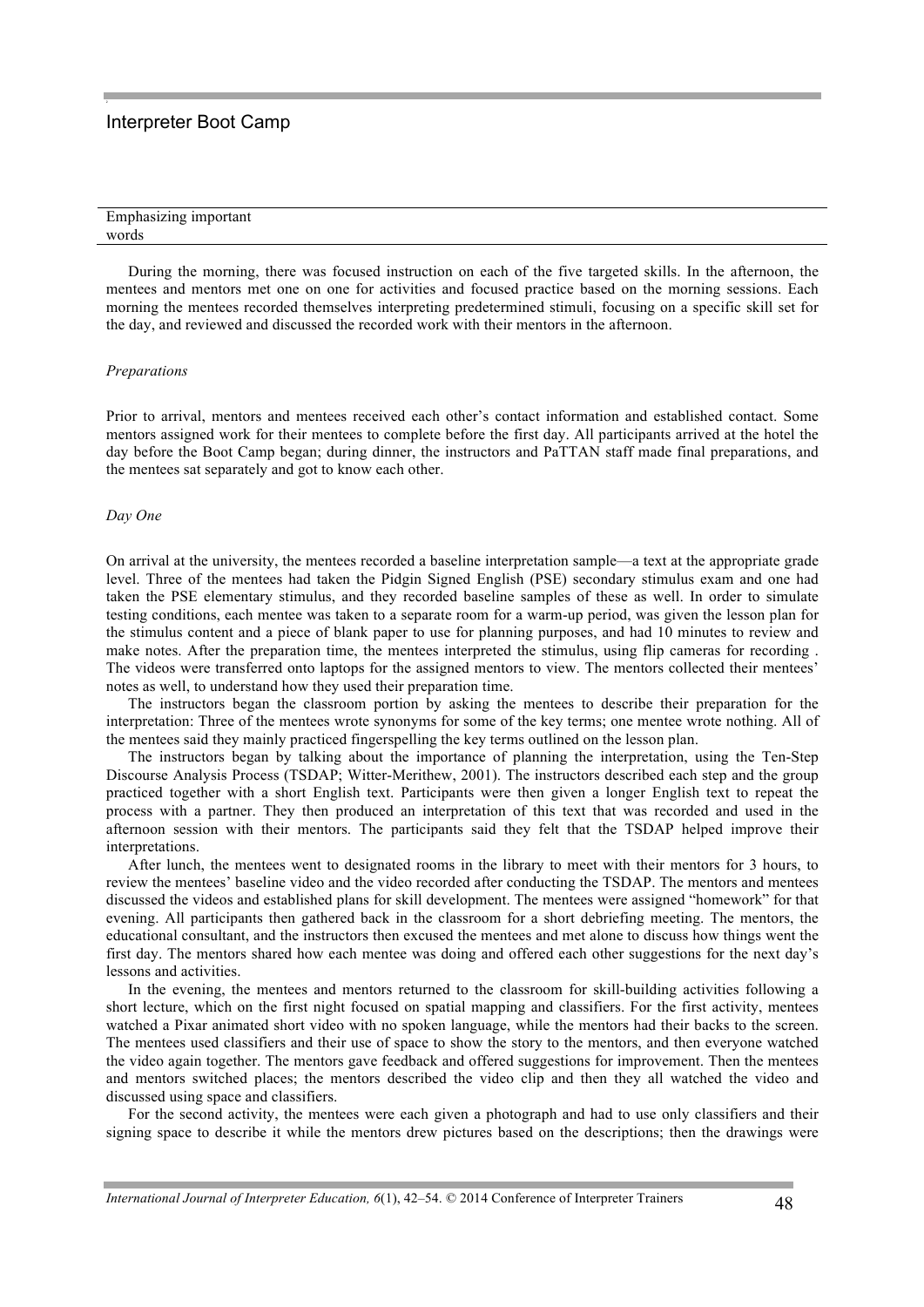| Emphasizing important words |
|---|

During the morning, there was focused instruction on each of the five targeted skills. In the afternoon, the mentees and mentors met one on one for activities and focused practice based on the morning sessions. Each morning the mentees recorded themselves interpreting predetermined stimuli, focusing on a specific skill set for the day, and reviewed and discussed the recorded work with their mentors in the afternoon.

*Preparations*

Prior to arrival, mentors and mentees received each other's contact information and established contact. Some mentors assigned work for their mentees to complete before the first day. All participants arrived at the hotel the day before the Boot Camp began; during dinner, the instructors and PaTTAN staff made final preparations, and the mentees sat separately and got to know each other.

*Day One*

On arrival at the university, the mentees recorded a baseline interpretation sample—a text at the appropriate grade level. Three of the mentees had taken the Pidgin Signed English (PSE) secondary stimulus exam and one had taken the PSE elementary stimulus, and they recorded baseline samples of these as well. In order to simulate testing conditions, each mentee was taken to a separate room for a warm-up period, was given the lesson plan for the stimulus content and a piece of blank paper to use for planning purposes, and had 10 minutes to review and make notes. After the preparation time, the mentees interpreted the stimulus, using flip cameras for recording . The videos were transferred onto laptops for the assigned mentors to view. The mentors collected their mentees' notes as well, to understand how they used their preparation time.

The instructors began the classroom portion by asking the mentees to describe their preparation for the interpretation: Three of the mentees wrote synonyms for some of the key terms; one mentee wrote nothing. All of the mentees said they mainly practiced fingerspelling the key terms outlined on the lesson plan.

The instructors began by talking about the importance of planning the interpretation, using the Ten-Step Discourse Analysis Process (TSDAP; Witter-Merithew, 2001). The instructors described each step and the group practiced together with a short English text. Participants were then given a longer English text to repeat the process with a partner. They then produced an interpretation of this text that was recorded and used in the afternoon session with their mentors. The participants said they felt that the TSDAP helped improve their interpretations.

After lunch, the mentees went to designated rooms in the library to meet with their mentors for 3 hours, to review the mentees' baseline video and the video recorded after conducting the TSDAP. The mentors and mentees discussed the videos and established plans for skill development. The mentees were assigned "homework" for that evening. All participants then gathered back in the classroom for a short debriefing meeting. The mentors, the educational consultant, and the instructors then excused the mentees and met alone to discuss how things went the first day. The mentors shared how each mentee was doing and offered each other suggestions for the next day's lessons and activities.

In the evening, the mentees and mentors returned to the classroom for skill-building activities following a short lecture, which on the first night focused on spatial mapping and classifiers. For the first activity, mentees watched a Pixar animated short video with no spoken language, while the mentors had their backs to the screen. The mentees used classifiers and their use of space to show the story to the mentors, and then everyone watched the video again together. The mentors gave feedback and offered suggestions for improvement. Then the mentees and mentors switched places; the mentors described the video clip and then they all watched the video and discussed using space and classifiers.

For the second activity, the mentees were each given a photograph and had to use only classifiers and their signing space to describe it while the mentors drew pictures based on the descriptions; then the drawings were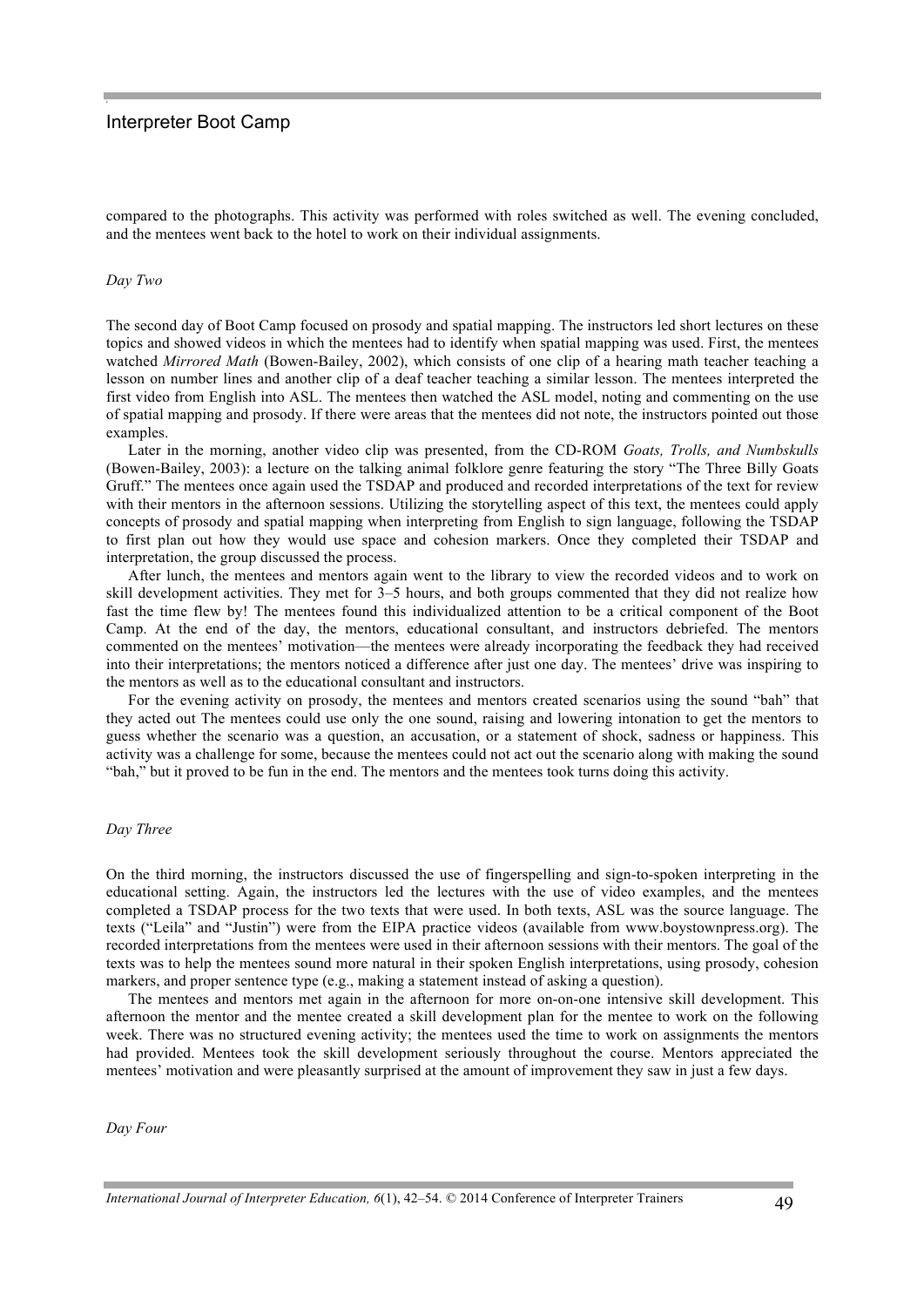compared to the photographs. This activity was performed with roles switched as well. The evening concluded, and the mentees went back to the hotel to work on their individual assignments.

*Day Two*

The second day of Boot Camp focused on prosody and spatial mapping. The instructors led short lectures on these topics and showed videos in which the mentees had to identify when spatial mapping was used. First, the mentees watched *Mirrored Math* (Bowen-Bailey, 2002), which consists of one clip of a hearing math teacher teaching a lesson on number lines and another clip of a deaf teacher teaching a similar lesson. The mentees interpreted the first video from English into ASL. The mentees then watched the ASL model, noting and commenting on the use of spatial mapping and prosody. If there were areas that the mentees did not note, the instructors pointed out those examples.

Later in the morning, another video clip was presented, from the CD-ROM *Goats, Trolls, and Numbskulls* (Bowen-Bailey, 2003): a lecture on the talking animal folklore genre featuring the story "The Three Billy Goats Gruff." The mentees once again used the TSDAP and produced and recorded interpretations of the text for review with their mentors in the afternoon sessions. Utilizing the storytelling aspect of this text, the mentees could apply concepts of prosody and spatial mapping when interpreting from English to sign language, following the TSDAP to first plan out how they would use space and cohesion markers. Once they completed their TSDAP and interpretation, the group discussed the process.

After lunch, the mentees and mentors again went to the library to view the recorded videos and to work on skill development activities. They met for 3–5 hours, and both groups commented that they did not realize how fast the time flew by! The mentees found this individualized attention to be a critical component of the Boot Camp. At the end of the day, the mentors, educational consultant, and instructors debriefed. The mentors commented on the mentees' motivation—the mentees were already incorporating the feedback they had received into their interpretations; the mentors noticed a difference after just one day. The mentees' drive was inspiring to the mentors as well as to the educational consultant and instructors.

For the evening activity on prosody, the mentees and mentors created scenarios using the sound "bah" that they acted out The mentees could use only the one sound, raising and lowering intonation to get the mentors to guess whether the scenario was a question, an accusation, or a statement of shock, sadness or happiness. This activity was a challenge for some, because the mentees could not act out the scenario along with making the sound "bah," but it proved to be fun in the end. The mentors and the mentees took turns doing this activity.

*Day Three*

On the third morning, the instructors discussed the use of fingerspelling and sign-to-spoken interpreting in the educational setting. Again, the instructors led the lectures with the use of video examples, and the mentees completed a TSDAP process for the two texts that were used. In both texts, ASL was the source language. The texts ("Leila" and "Justin") were from the EIPA practice videos (available from www.boystownpress.org). The recorded interpretations from the mentees were used in their afternoon sessions with their mentors. The goal of the texts was to help the mentees sound more natural in their spoken English interpretations, using prosody, cohesion markers, and proper sentence type (e.g., making a statement instead of asking a question).

The mentees and mentors met again in the afternoon for more on-one-one intensive skill development. This afternoon the mentor and the mentee created a skill development plan for the mentee to work on the following week. There was no structured evening activity; the mentees used the time to work on assignments the mentors had provided. Mentees took the skill development seriously throughout the course. Mentors appreciated the mentees' motivation and were pleasantly surprised at the amount of improvement they saw in just a few days.

*Day Four*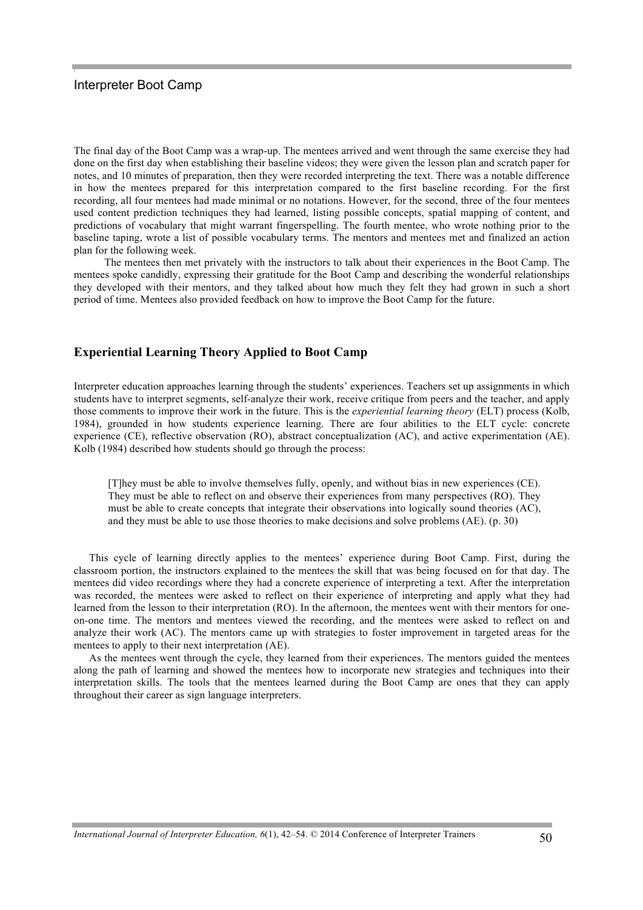The final day of the Boot Camp was a wrap-up. The mentees arrived and went through the same exercise they had done on the first day when establishing their baseline videos; they were given the lesson plan and scratch paper for notes, and 10 minutes of preparation, then they were recorded interpreting the text. There was a notable difference in how the mentees prepared for this interpretation compared to the first baseline recording. For the first recording, all four mentees had made minimal or no notations. However, for the second, three of the four mentees used content prediction techniques they had learned, listing possible concepts, spatial mapping of content, and predictions of vocabulary that might warrant fingerspelling. The fourth mentee, who wrote nothing prior to the baseline taping, wrote a list of possible vocabulary terms. The mentors and mentees met and finalized an action plan for the following week.

The mentees then met privately with the instructors to talk about their experiences in the Boot Camp. The mentees spoke candidly, expressing their gratitude for the Boot Camp and describing the wonderful relationships they developed with their mentors, and they talked about how much they felt they had grown in such a short period of time. Mentees also provided feedback on how to improve the Boot Camp for the future.

## Experiential Learning Theory Applied to Boot Camp

Interpreter education approaches learning through the students' experiences. Teachers set up assignments in which students have to interpret segments, self-analyze their work, receive critique from peers and the teacher, and apply those comments to improve their work in the future. This is the *experiential learning theory* (ELT) process (Kolb, 1984), grounded in how students experience learning. There are four abilities to the ELT cycle: concrete experience (CE), reflective observation (RO), abstract conceptualization (AC), and active experimentation (AE). Kolb (1984) described how students should go through the process:

> [T]hey must be able to involve themselves fully, openly, and without bias in new experiences (CE). They must be able to reflect on and observe their experiences from many perspectives (RO). They must be able to create concepts that integrate their observations into logically sound theories (AC), and they must be able to use those theories to make decisions and solve problems (AE). (p. 30)

This cycle of learning directly applies to the mentees' experience during Boot Camp. First, during the classroom portion, the instructors explained to the mentees the skill that was being focused on for that day. The mentees did video recordings where they had a concrete experience of interpreting a text. After the interpretation was recorded, the mentees were asked to reflect on their experience of interpreting and apply what they had learned from the lesson to their interpretation (RO). In the afternoon, the mentees went with their mentors for one-on-one time. The mentors and mentees viewed the recording, and the mentees were asked to reflect on and analyze their work (AC). The mentors came up with strategies to foster improvement in targeted areas for the mentees to apply to their next interpretation (AE).

As the mentees went through the cycle, they learned from their experiences. The mentors guided the mentees along the path of learning and showed the mentees how to incorporate new strategies and techniques into their interpretation skills. The tools that the mentees learned during the Boot Camp are ones that they can apply throughout their career as sign language interpreters.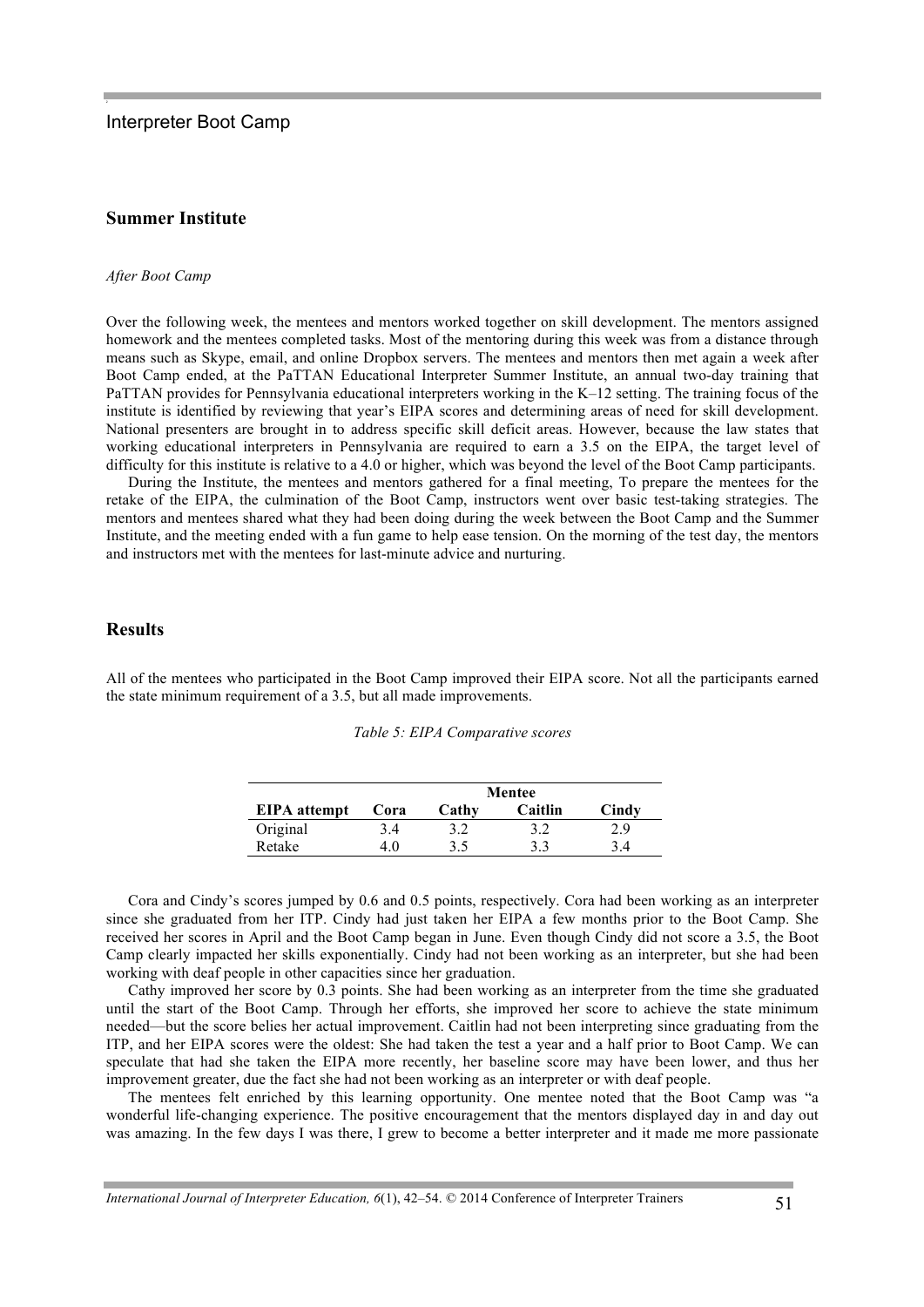## Summary Institute

*After Boot Camp*

Over the following week, the mentees and mentors worked together on skill development. The mentors assigned homework and the mentees completed tasks. Most of the mentoring during this week was from a distance through means such as Skype, email, and online Dropbox servers. The mentees and mentors then met again a week after Boot Camp ended, at the PaTTAN Educational Interpreter Summer Institute, an annual two-day training that PaTTAN provides for Pennsylvania educational interpreters working in the K–12 setting. The training focus of the institute is identified by reviewing that year's EIPA scores and determining areas of need for skill development. National presenters are brought in to address specific skill deficit areas. However, because the law states that working educational interpreters in Pennsylvania are required to earn a 3.5 on the EIPA, the target level of difficulty for this institute is relative to a 4.0 or higher, which was beyond the level of the Boot Camp participants.

During the Institute, the mentees and mentors gathered for a final meeting, To prepare the mentees for the retake of the EIPA, the culmination of the Boot Camp, instructors went over basic test-taking strategies. The mentors and mentees shared what they had been doing during the week between the Boot Camp and the Summer Institute, and the meeting ended with a fun game to help ease tension. On the morning of the test day, the mentors and instructors met with the mentees for last-minute advice and nurturing.

## Results

All of the mentees who participated in the Boot Camp improved their EIPA score. Not all the participants earned the state minimum requirement of a 3.5, but all made improvements.

*Table 5: EIPA Comparative scores*

| | Mentee | | | |
|---|---|---|---|---|
| **EIPA attempt** | **Cora** | **Cathy** | **Caitlin** | **Cindy** |
| Original | 3.4 | 3.2 | 3.2 | 2.9 |
| Retake | 4.0 | 3.5 | 3.3 | 3.4 |

Cora and Cindy's scores jumped by 0.6 and 0.5 points, respectively. Cora had been working as an interpreter since she graduated from her ITP. Cindy had just taken her EIPA a few months prior to the Boot Camp. She received her scores in April and the Boot Camp began in June. Even though Cindy did not score a 3.5, the Boot Camp clearly impacted her skills exponentially. Cindy had not been working as an interpreter, but she had been working with deaf people in other capacities since her graduation.

Cathy improved her score by 0.3 points. She had been working as an interpreter from the time she graduated until the start of the Boot Camp. Through her efforts, she improved her score to achieve the state minimum needed—but the score belies her actual improvement. Caitlin had not been interpreting since graduating from the ITP, and her EIPA scores were the oldest: She had taken the test a year and a half prior to Boot Camp. We can speculate that had she taken the EIPA more recently, her baseline score may have been lower, and thus her improvement greater, due the fact she had not been working as an interpreter or with deaf people.

The mentees felt enriched by this learning opportunity. One mentee noted that the Boot Camp was "a wonderful life-changing experience. The positive encouragement that the mentors displayed day in and day out was amazing. In the few days I was there, I grew to become a better interpreter and it made me more passionate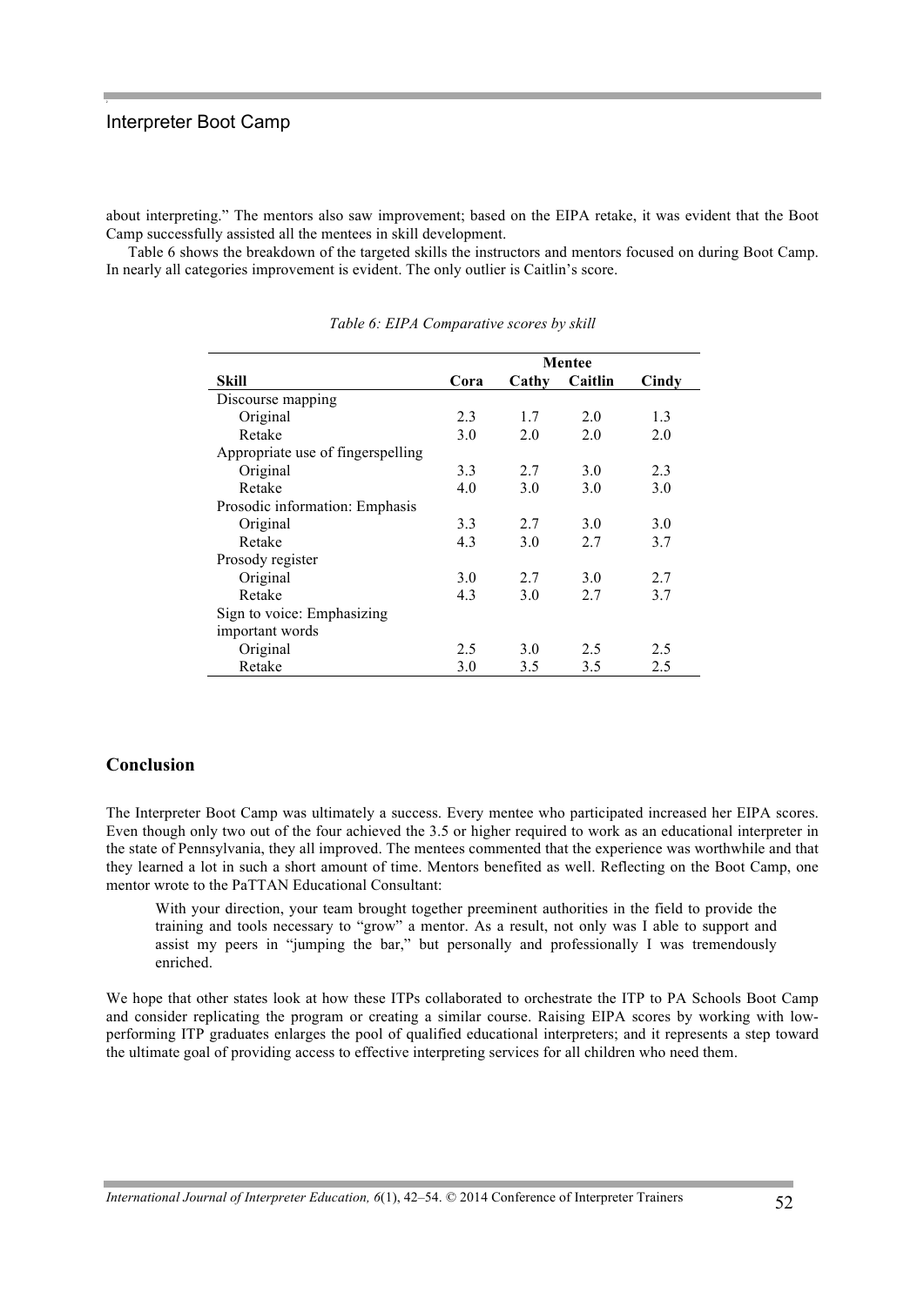about interpreting." The mentors also saw improvement; based on the EIPA retake, it was evident that the Boot Camp successfully assisted all the mentees in skill development.

Table 6 shows the breakdown of the targeted skills the instructors and mentors focused on during Boot Camp. In nearly all categories improvement is evident. The only outlier is Caitlin's score.

*Table 6: EIPA Comparative scores by skill*

| | Mentee | | | |
|---|---|---|---|---|
| **Skill** | **Cora** | **Cathy** | **Caitlin** | **Cindy** |
| Discourse mapping | | | | |
| Original | 2.3 | 1.7 | 2.0 | 1.3 |
| Retake | 3.0 | 2.0 | 2.0 | 2.0 |
| Appropriate use of fingerspelling | | | | |
| Original | 3.3 | 2.7 | 3.0 | 2.3 |
| Retake | 4.0 | 3.0 | 3.0 | 3.0 |
| Prosodic information: Emphasis | | | | |
| Original | 3.3 | 2.7 | 3.0 | 3.0 |
| Retake | 4.3 | 3.0 | 2.7 | 3.7 |
| Prosody register | | | | |
| Original | 3.0 | 2.7 | 3.0 | 2.7 |
| Retake | 4.3 | 3.0 | 2.7 | 3.7 |
| Sign to voice: Emphasizing important words | | | | |
| Original | 2.5 | 3.0 | 2.5 | 2.5 |
| Retake | 3.0 | 3.5 | 3.5 | 2.5 |

## Conclusion

The Interpreter Boot Camp was ultimately a success. Every mentee who participated increased her EIPA scores. Even though only two out of the four achieved the 3.5 or higher required to work as an educational interpreter in the state of Pennsylvania, they all improved. The mentees commented that the experience was worthwhile and that they learned a lot in such a short amount of time. Mentors benefited as well. Reflecting on the Boot Camp, one mentor wrote to the PaTTAN Educational Consultant:

> With your direction, your team brought together preeminent authorities in the field to provide the training and tools necessary to "grow" a mentor. As a result, not only was I able to support and assist my peers in "jumping the bar," but personally and professionally I was tremendously enriched.

We hope that other states look at how these ITPs collaborated to orchestrate the ITP to PA Schools Boot Camp and consider replicating the program or creating a similar course. Raising EIPA scores by working with low-performing ITP graduates enlarges the pool of qualified educational interpreters; and it represents a step toward the ultimate goal of providing access to effective interpreting services for all children who need them.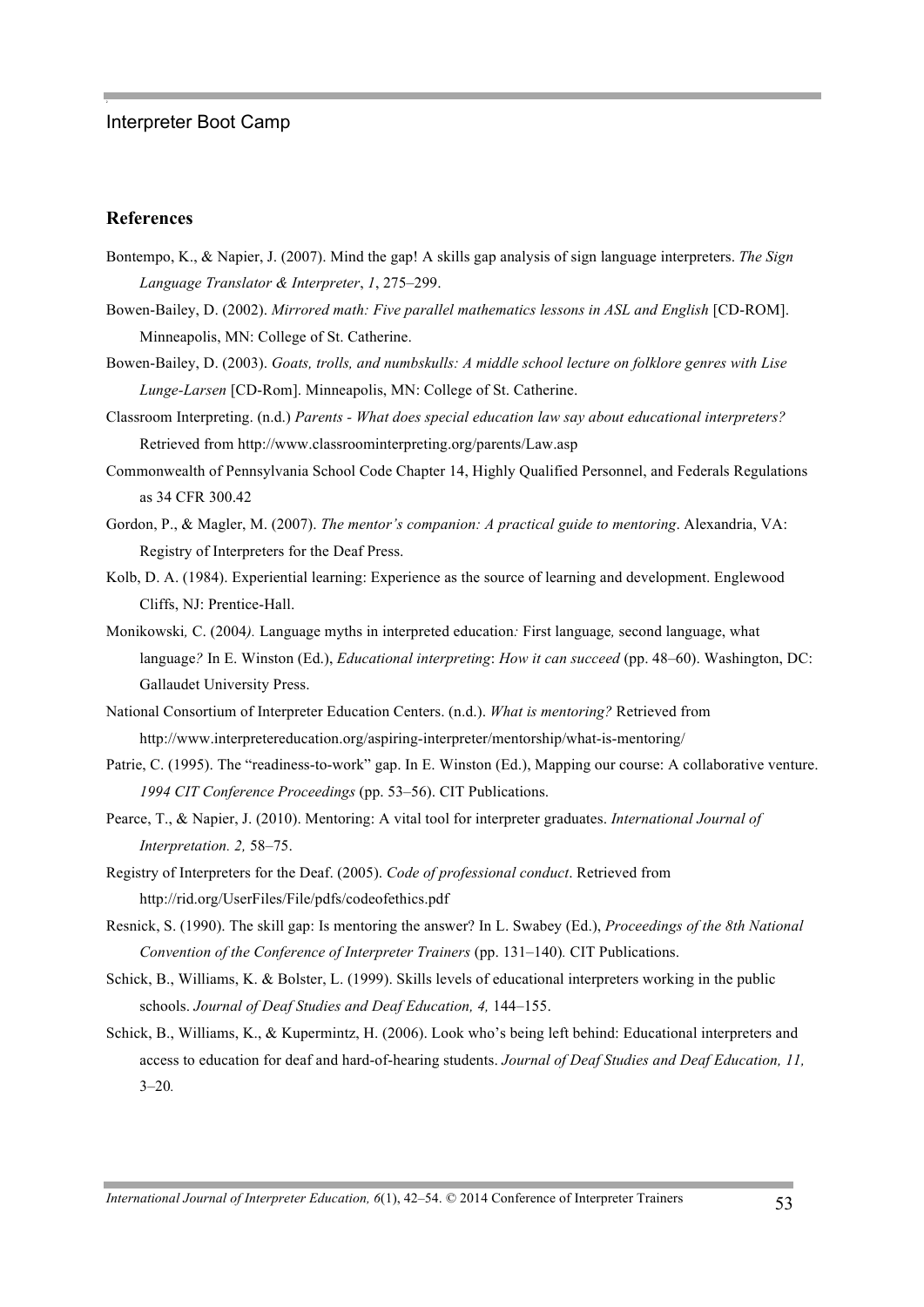## References

Bontempo, K., & Napier, J. (2007). Mind the gap! A skills gap analysis of sign language interpreters. *The Sign Language Translator & Interpreter*, *1*, 275–299.

Bowen-Bailey, D. (2002). *Mirrored math: Five parallel mathematics lessons in ASL and English* [CD-ROM]. Minneapolis, MN: College of St. Catherine.

Bowen-Bailey, D. (2003). *Goats, trolls, and numbskulls: A middle school lecture on folklore genres with Lise Lunge-Larsen* [CD-Rom]. Minneapolis, MN: College of St. Catherine.

Classroom Interpreting. (n.d.) *Parents - What does special education law say about educational interpreters?* Retrieved from http://www.classroominterpreting.org/parents/Law.asp

Commonwealth of Pennsylvania School Code Chapter 14, Highly Qualified Personnel, and Federals Regulations as 34 CFR 300.42

Gordon, P., & Magler, M. (2007). *The mentor's companion: A practical guide to mentoring*. Alexandria, VA: Registry of Interpreters for the Deaf Press.

Kolb, D. A. (1984). Experiential learning: Experience as the source of learning and development. Englewood Cliffs, NJ: Prentice-Hall.

Monikowski, C. (2004). Language myths in interpreted education: First language, second language, what language? In E. Winston (Ed.), *Educational interpreting*: *How it can succeed* (pp. 48–60). Washington, DC: Gallaudet University Press.

National Consortium of Interpreter Education Centers. (n.d.). *What is mentoring?* Retrieved from http://www.interpretereducation.org/aspiring-interpreter/mentorship/what-is-mentoring/

Patrie, C. (1995). The "readiness-to-work" gap. In E. Winston (Ed.), Mapping our course: A collaborative venture. *1994 CIT Conference Proceedings* (pp. 53–56). CIT Publications.

Pearce, T., & Napier, J. (2010). Mentoring: A vital tool for interpreter graduates. *International Journal of Interpretation. 2,* 58–75.

Registry of Interpreters for the Deaf. (2005). *Code of professional conduct*. Retrieved from http://rid.org/UserFiles/File/pdfs/codeofethics.pdf

Resnick, S. (1990). The skill gap: Is mentoring the answer? In L. Swabey (Ed.), *Proceedings of the 8th National Convention of the Conference of Interpreter Trainers* (pp. 131–140). CIT Publications.

Schick, B., Williams, K. & Bolster, L. (1999). Skills levels of educational interpreters working in the public schools. *Journal of Deaf Studies and Deaf Education, 4,* 144–155.

Schick, B., Williams, K., & Kupermintz, H. (2006). Look who's being left behind: Educational interpreters and access to education for deaf and hard-of-hearing students. *Journal of Deaf Studies and Deaf Education, 11,* 3–20.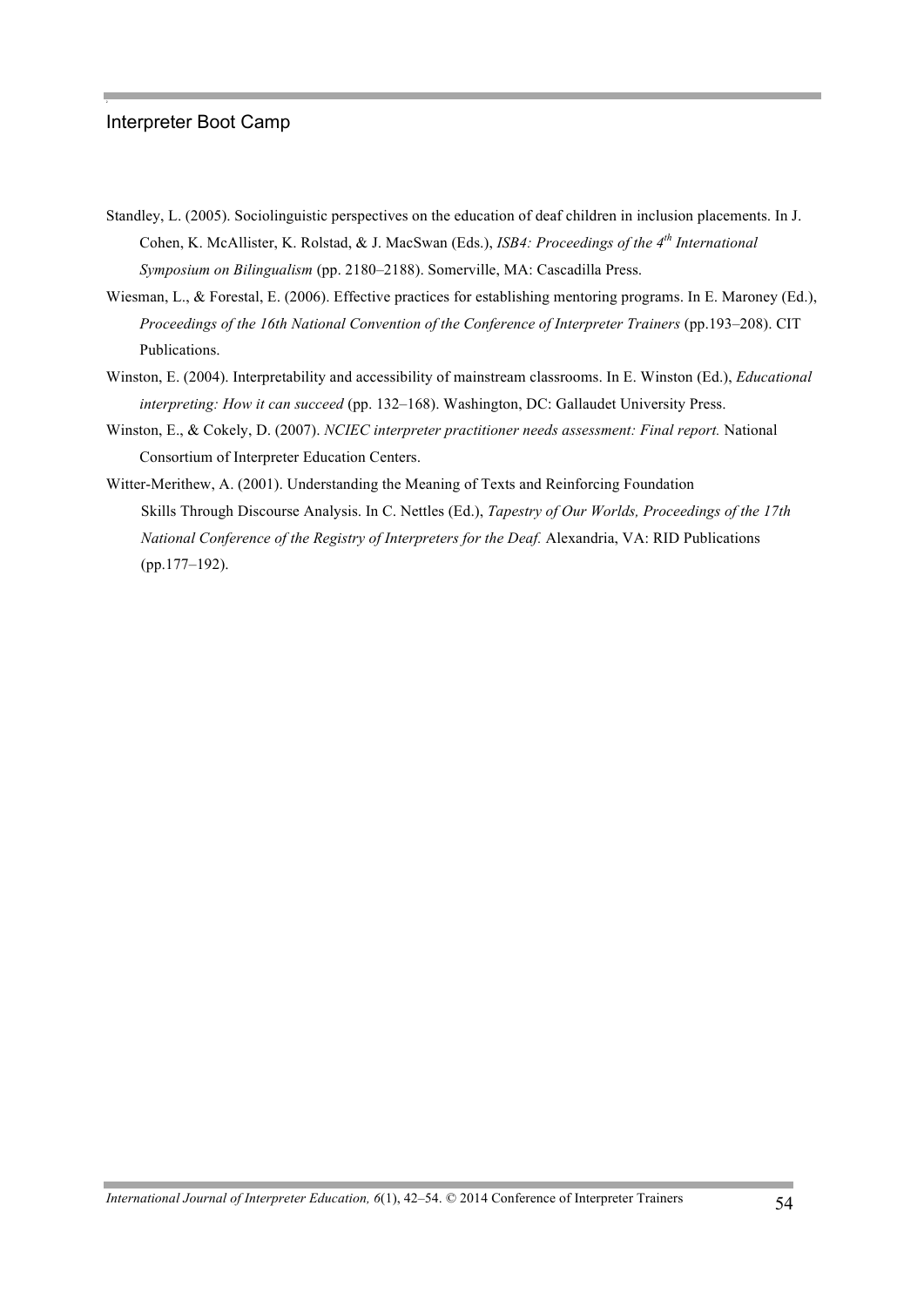Standley, L. (2005). Sociolinguistic perspectives on the education of deaf children in inclusion placements. In J. Cohen, K. McAllister, K. Rolstad, & J. MacSwan (Eds.), *ISB4: Proceedings of the 4th International Symposium on Bilingualism* (pp. 2180–2188). Somerville, MA: Cascadilla Press.

Wiesman, L., & Forestal, E. (2006). Effective practices for establishing mentoring programs. In E. Maroney (Ed.), *Proceedings of the 16th National Convention of the Conference of Interpreter Trainers* (pp.193–208). CIT Publications.

Winston, E. (2004). Interpretability and accessibility of mainstream classrooms. In E. Winston (Ed.), *Educational interpreting: How it can succeed* (pp. 132–168). Washington, DC: Gallaudet University Press.

Winston, E., & Cokely, D. (2007). *NCIEC interpreter practitioner needs assessment: Final report.* National Consortium of Interpreter Education Centers.

Witter-Merithew, A. (2001). Understanding the Meaning of Texts and Reinforcing Foundation Skills Through Discourse Analysis. In C. Nettles (Ed.), *Tapestry of Our Worlds, Proceedings of the 17th National Conference of the Registry of Interpreters for the Deaf.* Alexandria, VA: RID Publications (pp.177–192).